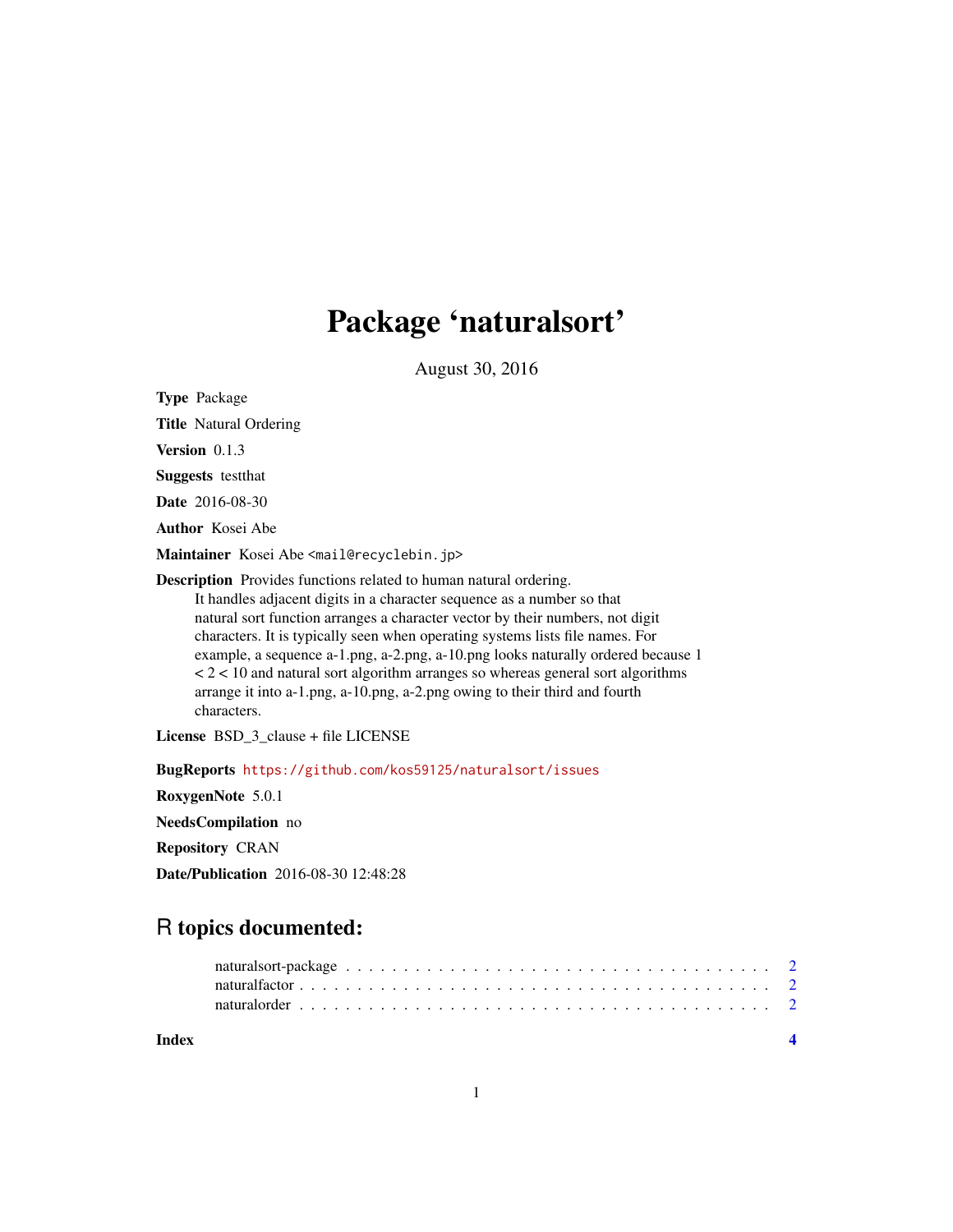# Package 'naturalsort'

August 30, 2016

**Type** Package

**Title** Natural Ordering

**Version** 0.1.3

**Suggests** testthat

**Date** 2016-08-30

**Author** Kosei Abe

**Maintainer** Kosei Abe <mail@recyclebin.jp>

**Description** Provides functions related to human natural ordering.
It handles adjacent digits in a character sequence as a number so that natural sort function arranges a character vector by their numbers, not digit characters. It is typically seen when operating systems lists file names. For example, a sequence a-1.png, a-2.png, a-10.png looks naturally ordered because 1 < 2 < 10 and natural sort algorithm arranges so whereas general sort algorithms arrange it into a-1.png, a-10.png, a-2.png owing to their third and fourth characters.

**License** BSD_3_clause + file LICENSE

**BugReports** https://github.com/kos59125/naturalsort/issues

**RoxygenNote** 5.0.1

**NeedsCompilation** no

**Repository** CRAN

**Date/Publication** 2016-08-30 12:48:28

## R topics documented:

- naturalsort-package . . . . . . . . . . . . . . . . . . . . . . . . . . . . . . . . . . . . . . 2
- naturalfactor . . . . . . . . . . . . . . . . . . . . . . . . . . . . . . . . . . . . . . . . . . 2
- naturalorder . . . . . . . . . . . . . . . . . . . . . . . . . . . . . . . . . . . . . . . . . . 2

**Index** 4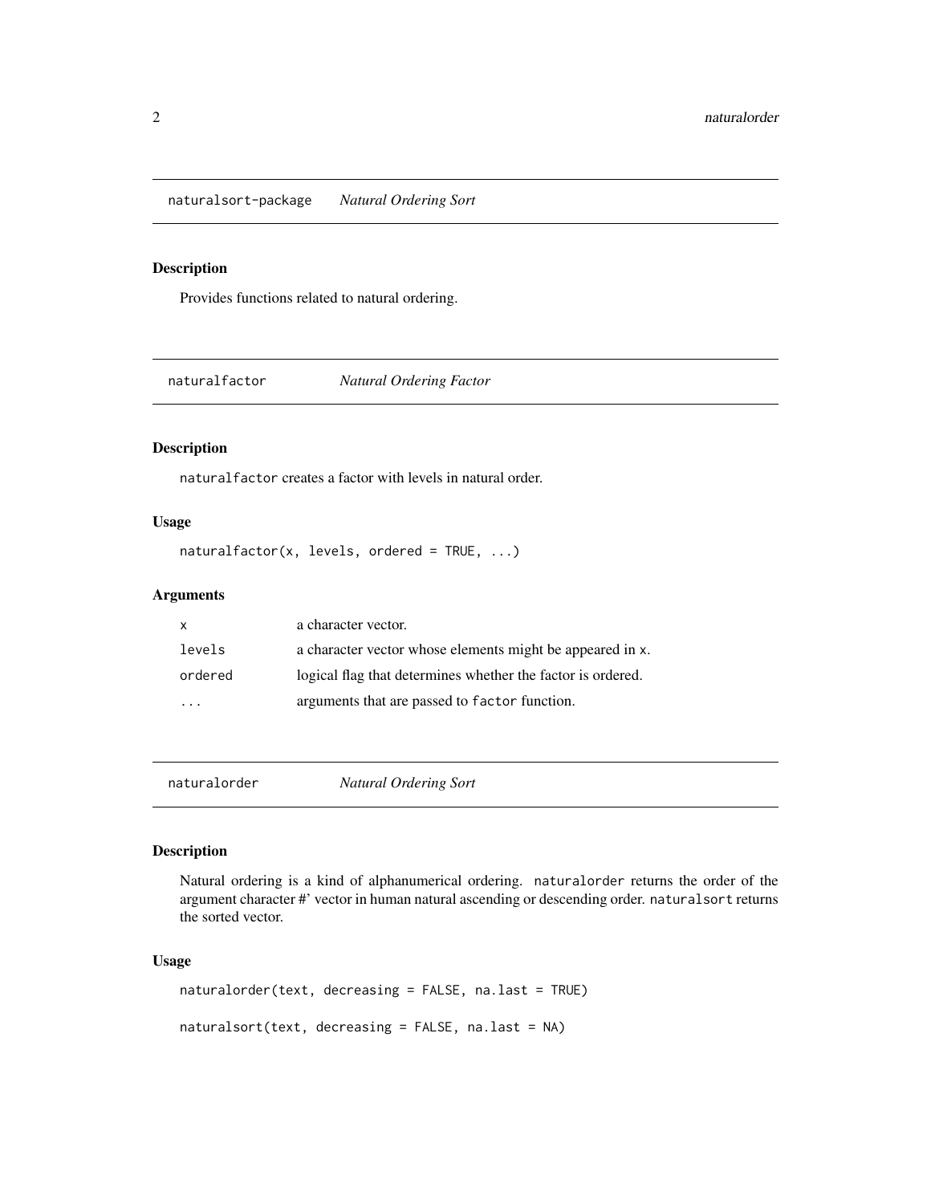## naturalsort-package *Natural Ordering Sort*

### Description

Provides functions related to natural ordering.

## naturalfactor *Natural Ordering Factor*

### Description

`naturalfactor` creates a factor with levels in natural order.

### Usage

```
naturalfactor(x, levels, ordered = TRUE, ...)
```

### Arguments

| | |
|---|---|
| `x` | a character vector. |
| `levels` | a character vector whose elements might be appeared in `x`. |
| `ordered` | logical flag that determines whether the factor is ordered. |
| `...` | arguments that are passed to `factor` function. |

## naturalorder *Natural Ordering Sort*

### Description

Natural ordering is a kind of alphanumerical ordering. `naturalorder` returns the order of the argument character #' vector in human natural ascending or descending order. `naturalsort` returns the sorted vector.

### Usage

```
naturalorder(text, decreasing = FALSE, na.last = TRUE)

naturalsort(text, decreasing = FALSE, na.last = NA)
```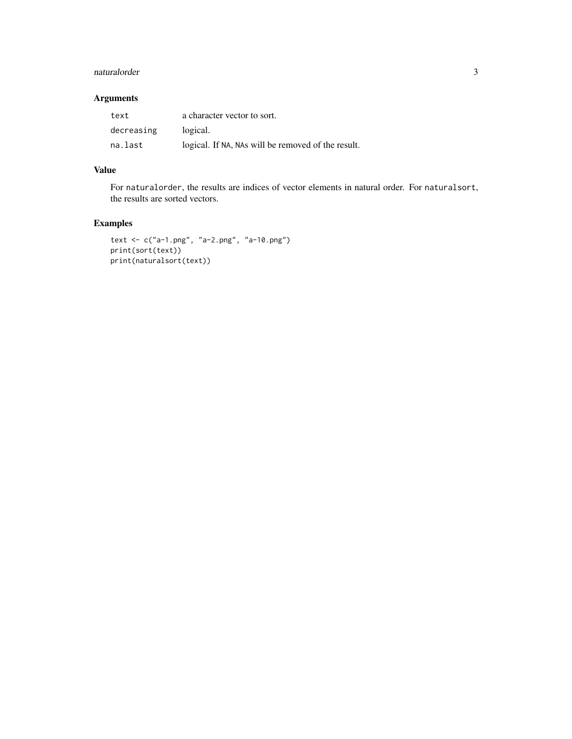## Arguments

| | |
|---|---|
| `text` | a character vector to sort. |
| `decreasing` | logical. |
| `na.last` | logical. If `NA`, `NA`s will be removed of the result. |

## Value

For `naturalorder`, the results are indices of vector elements in natural order. For `naturalsort`, the results are sorted vectors.

## Examples

```
text <- c("a-1.png", "a-2.png", "a-10.png")
print(sort(text))
print(naturalsort(text))
```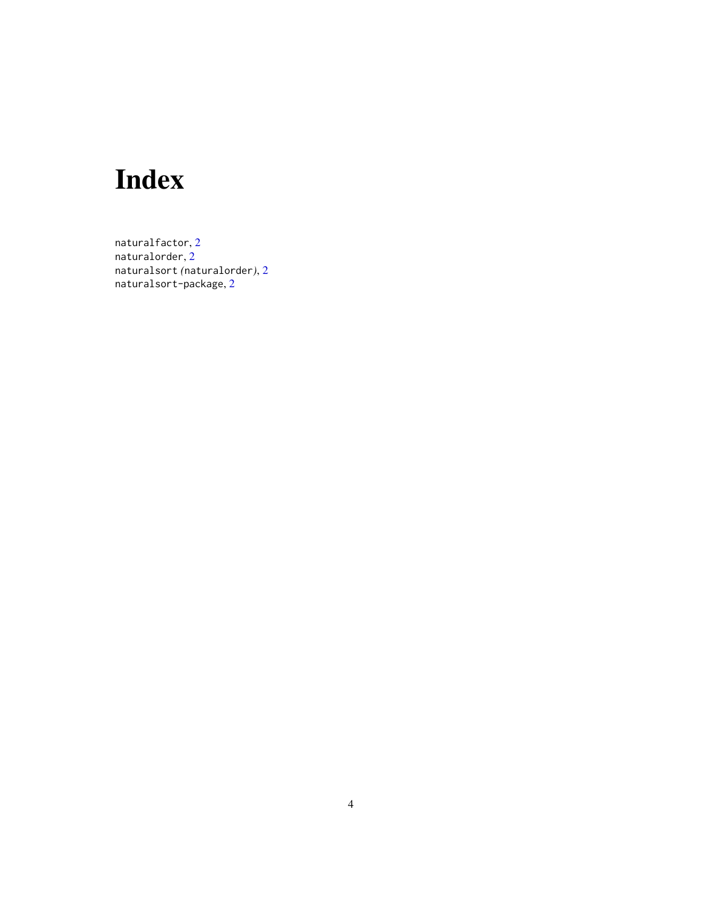# Index

naturalfactor, 2
naturalorder, 2
naturalsort (naturalorder), 2
naturalsort-package, 2